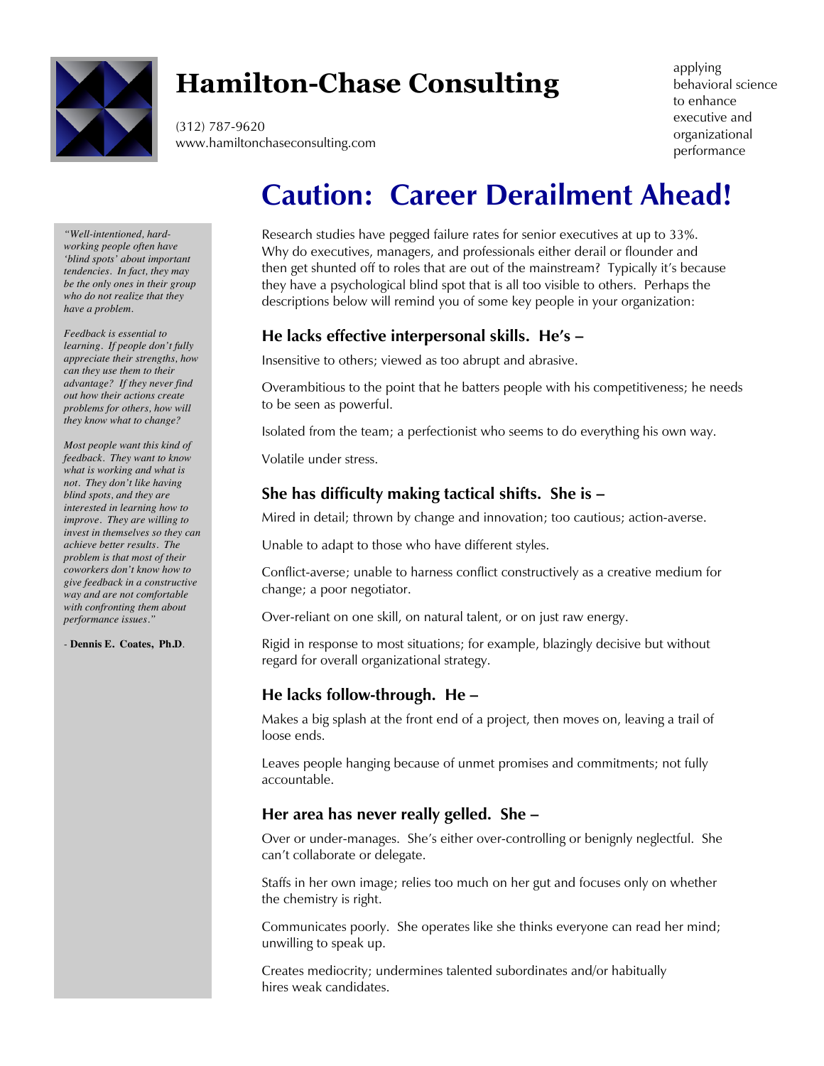# Hamilton-Chase Consulting

(312) 787-9620
www.hamiltonchaseconsulting.com

applying behavioral science to enhance executive and organizational performance

## Caution: Career Derailment Ahead!

Research studies have pegged failure rates for senior executives at up to 33%. Why do executives, managers, and professionals either derail or flounder and then get shunted off to roles that are out of the mainstream? Typically it's because they have a psychological blind spot that is all too visible to others. Perhaps the descriptions below will remind you of some key people in your organization:

### He lacks effective interpersonal skills. He's –

Insensitive to others; viewed as too abrupt and abrasive.

Overambitious to the point that he batters people with his competitiveness; he needs to be seen as powerful.

Isolated from the team; a perfectionist who seems to do everything his own way.

Volatile under stress.

### She has difficulty making tactical shifts. She is –

Mired in detail; thrown by change and innovation; too cautious; action-averse.

Unable to adapt to those who have different styles.

Conflict-averse; unable to harness conflict constructively as a creative medium for change; a poor negotiator.

Over-reliant on one skill, on natural talent, or on just raw energy.

Rigid in response to most situations; for example, blazingly decisive but without regard for overall organizational strategy.

### He lacks follow-through. He –

Makes a big splash at the front end of a project, then moves on, leaving a trail of loose ends.

Leaves people hanging because of unmet promises and commitments; not fully accountable.

### Her area has never really gelled. She –

Over or under-manages. She's either over-controlling or benignly neglectful. She can't collaborate or delegate.

Staffs in her own image; relies too much on her gut and focuses only on whether the chemistry is right.

Communicates poorly. She operates like she thinks everyone can read her mind; unwilling to speak up.

Creates mediocrity; undermines talented subordinates and/or habitually hires weak candidates.

*"Well-intentioned, hard-working people often have 'blind spots' about important tendencies. In fact, they may be the only ones in their group who do not realize that they have a problem.*

*Feedback is essential to learning. If people don't fully appreciate their strengths, how can they use them to their advantage? If they never find out how their actions create problems for others, how will they know what to change?*

*Most people want this kind of feedback. They want to know what is working and what is not. They don't like having blind spots, and they are interested in learning how to improve. They are willing to invest in themselves so they can achieve better results. The problem is that most of their coworkers don't know how to give feedback in a constructive way and are not comfortable with confronting them about performance issues."*

\- **Dennis E. Coates, Ph.D**.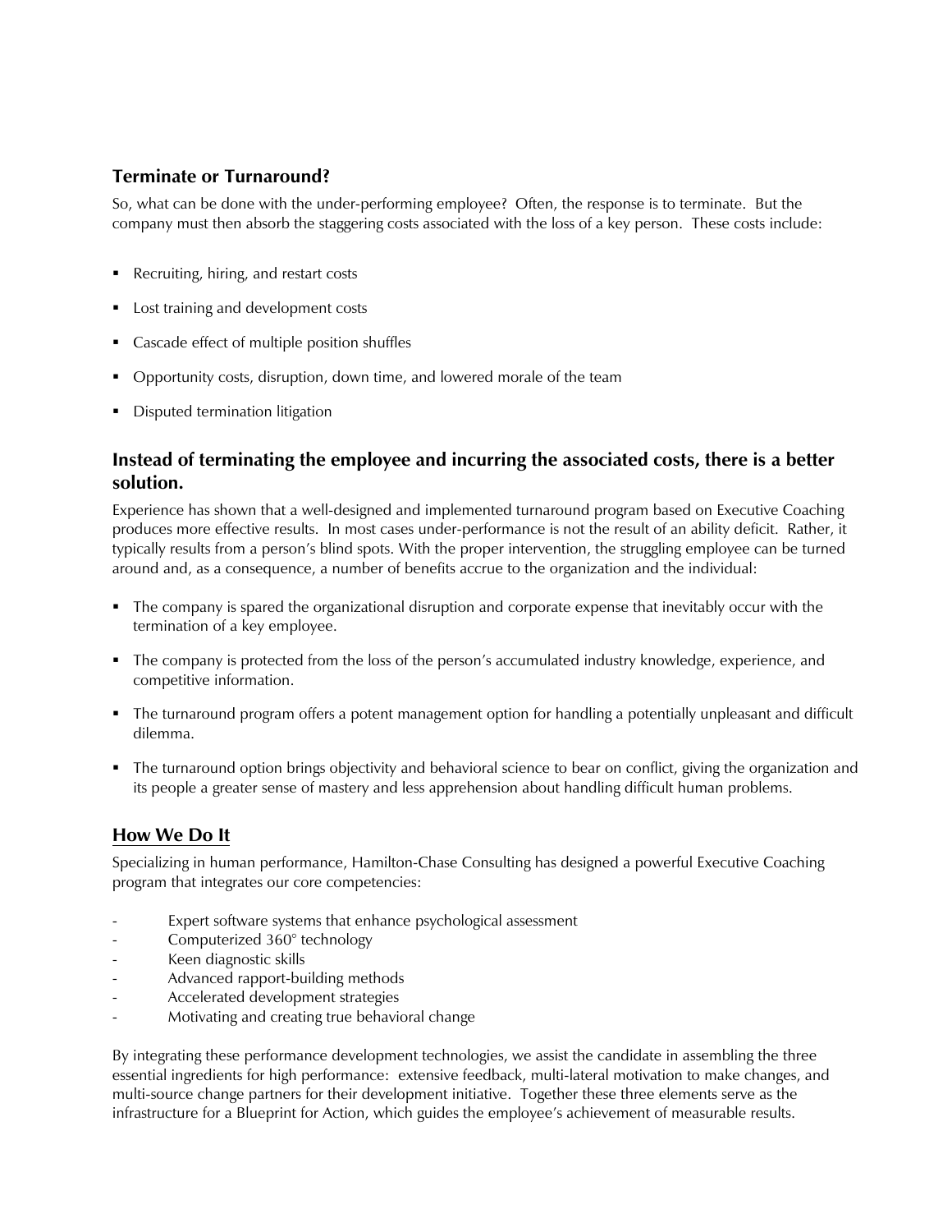### Terminate or Turnaround?

So, what can be done with the under-performing employee? Often, the response is to terminate. But the company must then absorb the staggering costs associated with the loss of a key person. These costs include:

- Recruiting, hiring, and restart costs
- Lost training and development costs
- Cascade effect of multiple position shuffles
- Opportunity costs, disruption, down time, and lowered morale of the team
- Disputed termination litigation

### Instead of terminating the employee and incurring the associated costs, there is a better solution.

Experience has shown that a well-designed and implemented turnaround program based on Executive Coaching produces more effective results. In most cases under-performance is not the result of an ability deficit. Rather, it typically results from a person's blind spots. With the proper intervention, the struggling employee can be turned around and, as a consequence, a number of benefits accrue to the organization and the individual:

- The company is spared the organizational disruption and corporate expense that inevitably occur with the termination of a key employee.
- The company is protected from the loss of the person's accumulated industry knowledge, experience, and competitive information.
- The turnaround program offers a potent management option for handling a potentially unpleasant and difficult dilemma.
- The turnaround option brings objectivity and behavioral science to bear on conflict, giving the organization and its people a greater sense of mastery and less apprehension about handling difficult human problems.

### How We Do It

Specializing in human performance, Hamilton-Chase Consulting has designed a powerful Executive Coaching program that integrates our core competencies:

- Expert software systems that enhance psychological assessment
- Computerized 360° technology
- Keen diagnostic skills
- Advanced rapport-building methods
- Accelerated development strategies
- Motivating and creating true behavioral change

By integrating these performance development technologies, we assist the candidate in assembling the three essential ingredients for high performance: extensive feedback, multi-lateral motivation to make changes, and multi-source change partners for their development initiative. Together these three elements serve as the infrastructure for a Blueprint for Action, which guides the employee's achievement of measurable results.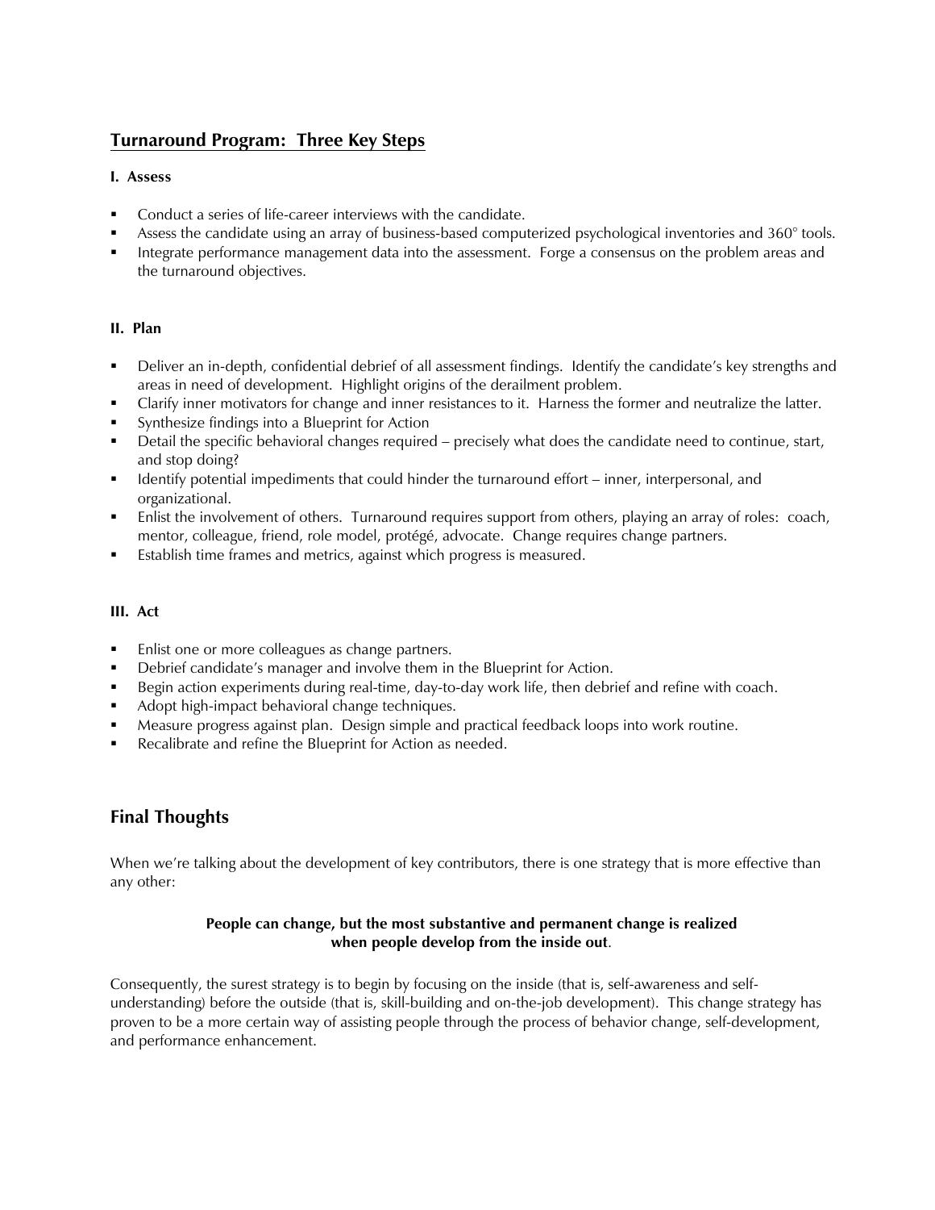## Turnaround Program: Three Key Steps

### I. Assess

- Conduct a series of life-career interviews with the candidate.
- Assess the candidate using an array of business-based computerized psychological inventories and 360° tools.
- Integrate performance management data into the assessment. Forge a consensus on the problem areas and the turnaround objectives.

### II. Plan

- Deliver an in-depth, confidential debrief of all assessment findings. Identify the candidate's key strengths and areas in need of development. Highlight origins of the derailment problem.
- Clarify inner motivators for change and inner resistances to it. Harness the former and neutralize the latter.
- Synthesize findings into a Blueprint for Action
- Detail the specific behavioral changes required – precisely what does the candidate need to continue, start, and stop doing?
- Identify potential impediments that could hinder the turnaround effort – inner, interpersonal, and organizational.
- Enlist the involvement of others. Turnaround requires support from others, playing an array of roles: coach, mentor, colleague, friend, role model, protégé, advocate. Change requires change partners.
- Establish time frames and metrics, against which progress is measured.

### III. Act

- Enlist one or more colleagues as change partners.
- Debrief candidate's manager and involve them in the Blueprint for Action.
- Begin action experiments during real-time, day-to-day work life, then debrief and refine with coach.
- Adopt high-impact behavioral change techniques.
- Measure progress against plan. Design simple and practical feedback loops into work routine.
- Recalibrate and refine the Blueprint for Action as needed.

## Final Thoughts

When we're talking about the development of key contributors, there is one strategy that is more effective than any other:

**People can change, but the most substantive and permanent change is realized when people develop from the inside out**.

Consequently, the surest strategy is to begin by focusing on the inside (that is, self-awareness and self-understanding) before the outside (that is, skill-building and on-the-job development). This change strategy has proven to be a more certain way of assisting people through the process of behavior change, self-development, and performance enhancement.